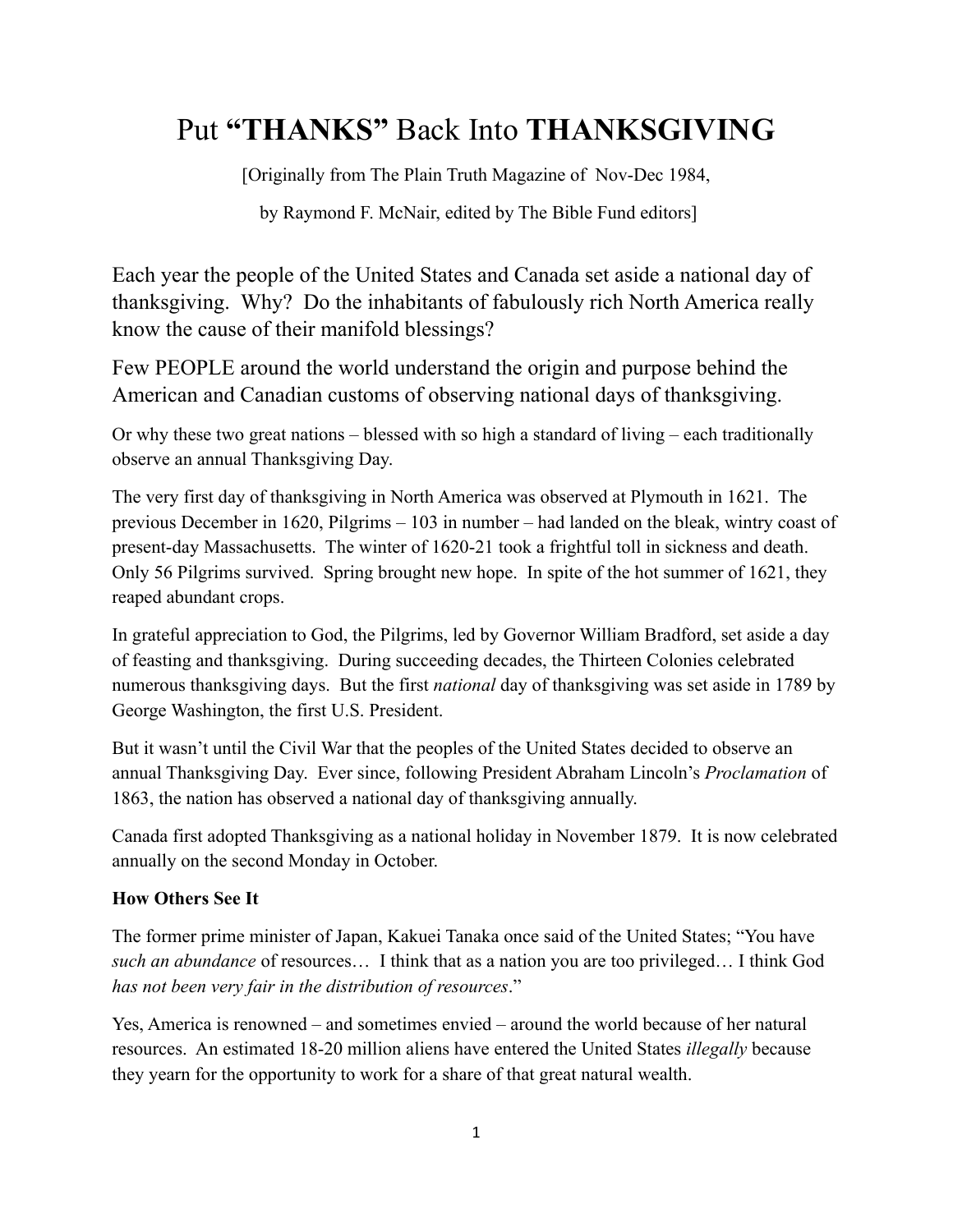# Put **"THANKS"** Back Into **THANKSGIVING**

[Originally from The Plain Truth Magazine of Nov-Dec 1984,

by Raymond F. McNair, edited by The Bible Fund editors]

Each year the people of the United States and Canada set aside a national day of thanksgiving. Why? Do the inhabitants of fabulously rich North America really know the cause of their manifold blessings?

Few PEOPLE around the world understand the origin and purpose behind the American and Canadian customs of observing national days of thanksgiving.

Or why these two great nations – blessed with so high a standard of living – each traditionally observe an annual Thanksgiving Day.

The very first day of thanksgiving in North America was observed at Plymouth in 1621. The previous December in 1620, Pilgrims – 103 in number – had landed on the bleak, wintry coast of present-day Massachusetts. The winter of 1620-21 took a frightful toll in sickness and death. Only 56 Pilgrims survived. Spring brought new hope. In spite of the hot summer of 1621, they reaped abundant crops.

In grateful appreciation to God, the Pilgrims, led by Governor William Bradford, set aside a day of feasting and thanksgiving. During succeeding decades, the Thirteen Colonies celebrated numerous thanksgiving days. But the first *national* day of thanksgiving was set aside in 1789 by George Washington, the first U.S. President.

But it wasn't until the Civil War that the peoples of the United States decided to observe an annual Thanksgiving Day. Ever since, following President Abraham Lincoln's *Proclamation* of 1863, the nation has observed a national day of thanksgiving annually.

Canada first adopted Thanksgiving as a national holiday in November 1879. It is now celebrated annually on the second Monday in October.

**How Others See It**

The former prime minister of Japan, Kakuei Tanaka once said of the United States; "You have *such an abundance* of resources… I think that as a nation you are too privileged… I think God *has not been very fair in the distribution of resources*."

Yes, America is renowned – and sometimes envied – around the world because of her natural resources. An estimated 18-20 million aliens have entered the United States *illegally* because they yearn for the opportunity to work for a share of that great natural wealth.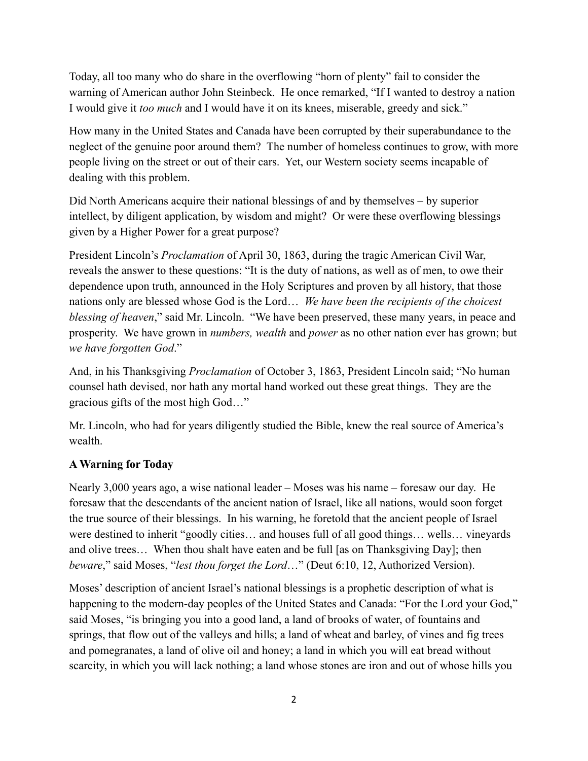Today, all too many who do share in the overflowing "horn of plenty" fail to consider the warning of American author John Steinbeck. He once remarked, "If I wanted to destroy a nation I would give it *too much* and I would have it on its knees, miserable, greedy and sick."

How many in the United States and Canada have been corrupted by their superabundance to the neglect of the genuine poor around them? The number of homeless continues to grow, with more people living on the street or out of their cars. Yet, our Western society seems incapable of dealing with this problem.

Did North Americans acquire their national blessings of and by themselves – by superior intellect, by diligent application, by wisdom and might? Or were these overflowing blessings given by a Higher Power for a great purpose?

President Lincoln's *Proclamation* of April 30, 1863, during the tragic American Civil War, reveals the answer to these questions: "It is the duty of nations, as well as of men, to owe their dependence upon truth, announced in the Holy Scriptures and proven by all history, that those nations only are blessed whose God is the Lord… *We have been the recipients of the choicest blessing of heaven*," said Mr. Lincoln. "We have been preserved, these many years, in peace and prosperity. We have grown in *numbers, wealth* and *power* as no other nation ever has grown; but *we have forgotten God*."

And, in his Thanksgiving *Proclamation* of October 3, 1863, President Lincoln said; "No human counsel hath devised, nor hath any mortal hand worked out these great things. They are the gracious gifts of the most high God…"

Mr. Lincoln, who had for years diligently studied the Bible, knew the real source of America's wealth.

**A Warning for Today**

Nearly 3,000 years ago, a wise national leader – Moses was his name – foresaw our day. He foresaw that the descendants of the ancient nation of Israel, like all nations, would soon forget the true source of their blessings. In his warning, he foretold that the ancient people of Israel were destined to inherit "goodly cities… and houses full of all good things… wells… vineyards and olive trees… When thou shalt have eaten and be full [as on Thanksgiving Day]; then *beware*," said Moses, "*lest thou forget the Lord*…" (Deut 6:10, 12, Authorized Version).

Moses' description of ancient Israel's national blessings is a prophetic description of what is happening to the modern-day peoples of the United States and Canada: "For the Lord your God," said Moses, "is bringing you into a good land, a land of brooks of water, of fountains and springs, that flow out of the valleys and hills; a land of wheat and barley, of vines and fig trees and pomegranates, a land of olive oil and honey; a land in which you will eat bread without scarcity, in which you will lack nothing; a land whose stones are iron and out of whose hills you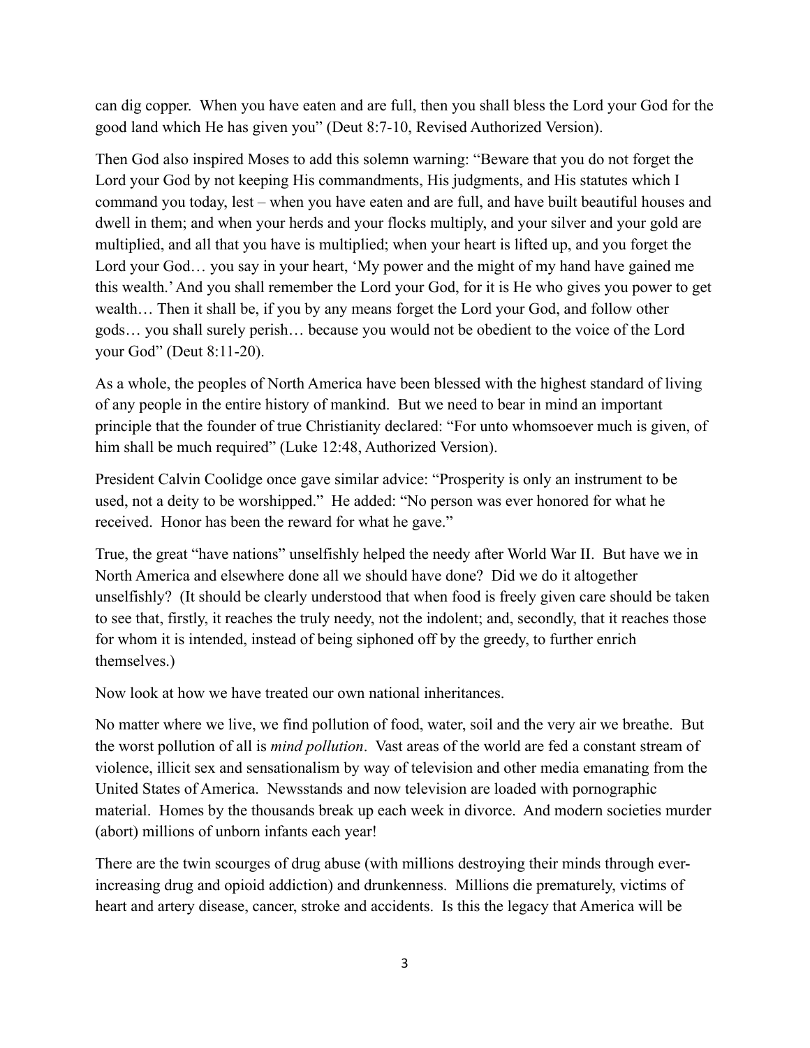can dig copper. When you have eaten and are full, then you shall bless the Lord your God for the good land which He has given you" (Deut 8:7-10, Revised Authorized Version).

Then God also inspired Moses to add this solemn warning: "Beware that you do not forget the Lord your God by not keeping His commandments, His judgments, and His statutes which I command you today, lest – when you have eaten and are full, and have built beautiful houses and dwell in them; and when your herds and your flocks multiply, and your silver and your gold are multiplied, and all that you have is multiplied; when your heart is lifted up, and you forget the Lord your God… you say in your heart, 'My power and the might of my hand have gained me this wealth.' And you shall remember the Lord your God, for it is He who gives you power to get wealth… Then it shall be, if you by any means forget the Lord your God, and follow other gods… you shall surely perish… because you would not be obedient to the voice of the Lord your God" (Deut 8:11-20).

As a whole, the peoples of North America have been blessed with the highest standard of living of any people in the entire history of mankind. But we need to bear in mind an important principle that the founder of true Christianity declared: "For unto whomsoever much is given, of him shall be much required" (Luke 12:48, Authorized Version).

President Calvin Coolidge once gave similar advice: "Prosperity is only an instrument to be used, not a deity to be worshipped." He added: "No person was ever honored for what he received. Honor has been the reward for what he gave."

True, the great "have nations" unselfishly helped the needy after World War II. But have we in North America and elsewhere done all we should have done? Did we do it altogether unselfishly? (It should be clearly understood that when food is freely given care should be taken to see that, firstly, it reaches the truly needy, not the indolent; and, secondly, that it reaches those for whom it is intended, instead of being siphoned off by the greedy, to further enrich themselves.)

Now look at how we have treated our own national inheritances.

No matter where we live, we find pollution of food, water, soil and the very air we breathe. But the worst pollution of all is *mind pollution*. Vast areas of the world are fed a constant stream of violence, illicit sex and sensationalism by way of television and other media emanating from the United States of America. Newsstands and now television are loaded with pornographic material. Homes by the thousands break up each week in divorce. And modern societies murder (abort) millions of unborn infants each year!

There are the twin scourges of drug abuse (with millions destroying their minds through ever-increasing drug and opioid addiction) and drunkenness. Millions die prematurely, victims of heart and artery disease, cancer, stroke and accidents. Is this the legacy that America will be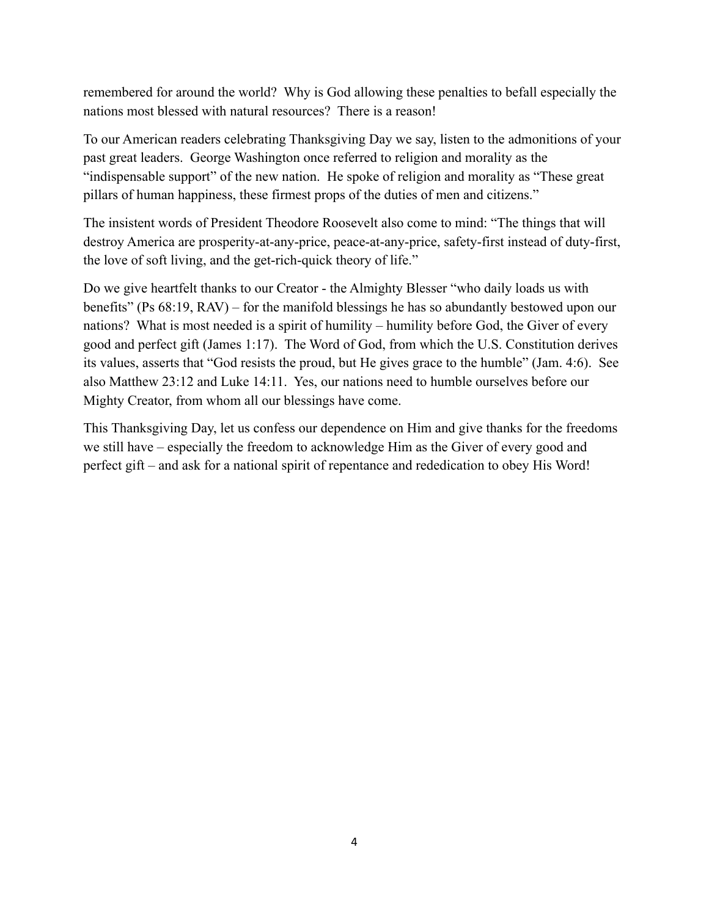remembered for around the world? Why is God allowing these penalties to befall especially the nations most blessed with natural resources? There is a reason!

To our American readers celebrating Thanksgiving Day we say, listen to the admonitions of your past great leaders. George Washington once referred to religion and morality as the "indispensable support" of the new nation. He spoke of religion and morality as "These great pillars of human happiness, these firmest props of the duties of men and citizens."

The insistent words of President Theodore Roosevelt also come to mind: "The things that will destroy America are prosperity-at-any-price, peace-at-any-price, safety-first instead of duty-first, the love of soft living, and the get-rich-quick theory of life."

Do we give heartfelt thanks to our Creator - the Almighty Blesser "who daily loads us with benefits" (Ps 68:19, RAV) – for the manifold blessings he has so abundantly bestowed upon our nations? What is most needed is a spirit of humility – humility before God, the Giver of every good and perfect gift (James 1:17). The Word of God, from which the U.S. Constitution derives its values, asserts that "God resists the proud, but He gives grace to the humble" (Jam. 4:6). See also Matthew 23:12 and Luke 14:11. Yes, our nations need to humble ourselves before our Mighty Creator, from whom all our blessings have come.

This Thanksgiving Day, let us confess our dependence on Him and give thanks for the freedoms we still have – especially the freedom to acknowledge Him as the Giver of every good and perfect gift – and ask for a national spirit of repentance and rededication to obey His Word!